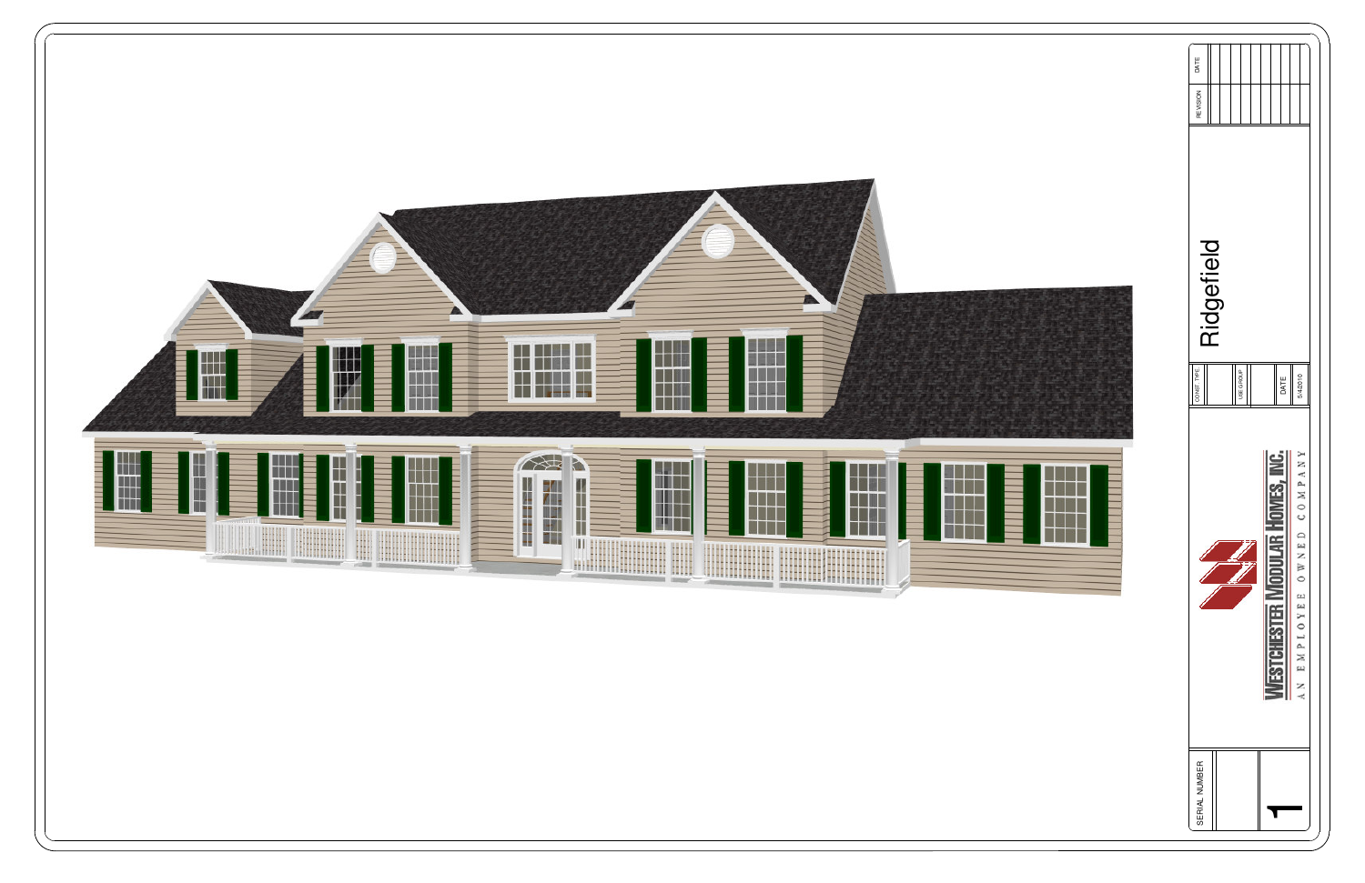| REVISION | DATE |
| --- | --- |
| | |

# Ridgefield

| CONST. TYPE | USE GROUP | DATE |
| --- | --- | --- |
| | | 5/4/2010 |

**WESTCHESTER MODULAR HOMES, INC.**

AN EMPLOYEE OWNED COMPANY

| SERIAL NUMBER | |
| --- | --- |
| | 1 |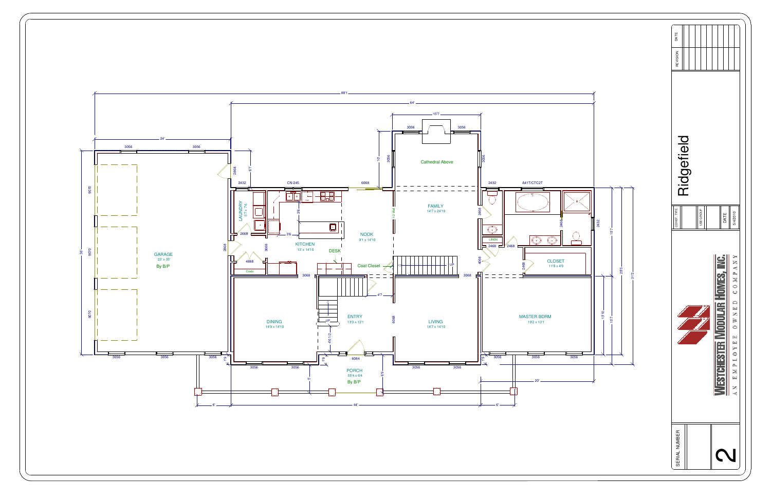# Ridgefield

**Westchester Modular Homes, Inc.**
AN EMPLOYEE OWNED COMPANY

| REVISION | DATE |
|---|---|
| | |

| CONST. TYPE | |
|---|---|
| USE GROUP | |
| DATE | 5/4/2010 |

SERIAL NUMBER: 2

---

Overall dimensions: 88'1 · 64' · 24' · 36' · 15'7 · 44' · 6' · 6' · 20'

**GARAGE** 23' x 35' — By B/P

**LAUNDRY** 5'7 x 7'6

**KITCHEN** 13' x 14'10

**NOOK** 9'1 x 14'10

**DESK**

Coat Closet

Coats

**FAMILY** 14'7 x 24'10 — Cathedral Above

1/2 Wall

LINEN

**CLOSET** 11'8 x 4'9

**MASTER BDRM** 19'2 x 13'1

**DINING** 14'9 x 14'10

**ENTRY** 13'3 x 13'1

**LIVING** 14'7 x 14'10

**PORCH** 55'4 x 6'4 — By B/P

Window/door labels: 3056, 2432, 2668, 2868, 3668, 4868, 4068, 6068, 6084, 3068, 9070, 2468, CN-245, A41T/CTC2T

UP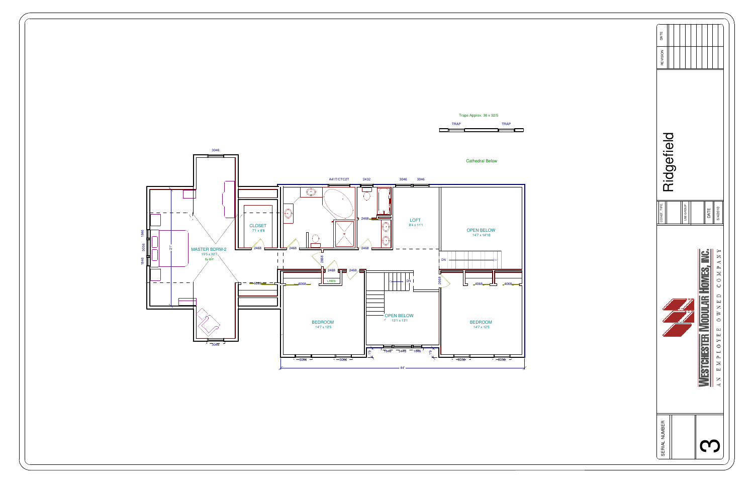Traps Approx. 36 x 32/5

TRAP

TRAP

Cathedral Below

3046

A41T/CTC2T

2432

3046

3046

CLOSET
7'1 x 8'8

MASTER BDRM-2
15'5 x 32'7
By B/P

21'

1846

3056

1846

2468

2468

2468

2468

2668

2468

2468

6068

6068

LINEN

LOFT
8'4 x 11'1

OPEN BELOW
14'7 x 14'10

DN

DN

2668

4068

4068

BEDROOM
14'7 x 12'5

OPEN BELOW
13'1 x 13'1

BEDROOM
14'7 x 12'5

3046

1'9

1846

3446

1846

1'9

3056

3056

3056

3056

44'

REVISION | DATE

# Ridgefield

CONST. TYPE

USE GROUP

DATE
5/4/2010

WESTCHESTER MODULAR HOMES, INC.
AN EMPLOYEE OWNED COMPANY

SERIAL NUMBER

3